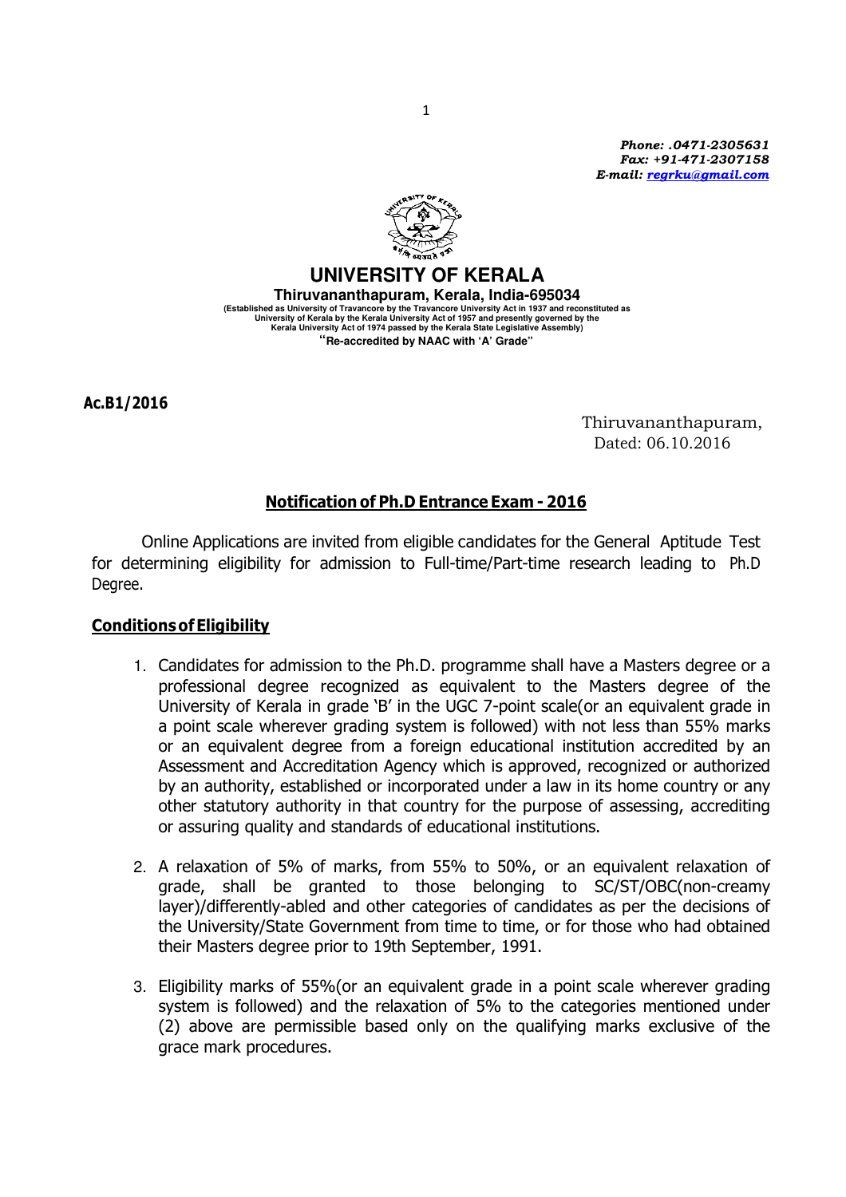*Phone: .0471-2305631*
*Fax: +91-471-2307158*
*E-mail: regrku@gmail.com*

# UNIVERSITY OF KERALA

**Thiruvananthapuram, Kerala, India-695034**

**(Established as University of Travancore by the Travancore University Act in 1937 and reconstituted as University of Kerala by the Kerala University Act of 1957 and presently governed by the Kerala University Act of 1974 passed by the Kerala State Legislative Assembly)**

**"Re-accredited by NAAC with 'A' Grade"**

**Ac.B1/2016**

Thiruvananthapuram,
Dated: 06.10.2016

## Notification of Ph.D Entrance Exam - 2016

Online Applications are invited from eligible candidates for the General Aptitude Test for determining eligibility for admission to Full-time/Part-time research leading to Ph.D Degree.

### Conditions of Eligibility

1. Candidates for admission to the Ph.D. programme shall have a Masters degree or a professional degree recognized as equivalent to the Masters degree of the University of Kerala in grade 'B' in the UGC 7-point scale(or an equivalent grade in a point scale wherever grading system is followed) with not less than 55% marks or an equivalent degree from a foreign educational institution accredited by an Assessment and Accreditation Agency which is approved, recognized or authorized by an authority, established or incorporated under a law in its home country or any other statutory authority in that country for the purpose of assessing, accrediting or assuring quality and standards of educational institutions.

2. A relaxation of 5% of marks, from 55% to 50%, or an equivalent relaxation of grade, shall be granted to those belonging to SC/ST/OBC(non-creamy layer)/differently-abled and other categories of candidates as per the decisions of the University/State Government from time to time, or for those who had obtained their Masters degree prior to 19th September, 1991.

3. Eligibility marks of 55%(or an equivalent grade in a point scale wherever grading system is followed) and the relaxation of 5% to the categories mentioned under (2) above are permissible based only on the qualifying marks exclusive of the grace mark procedures.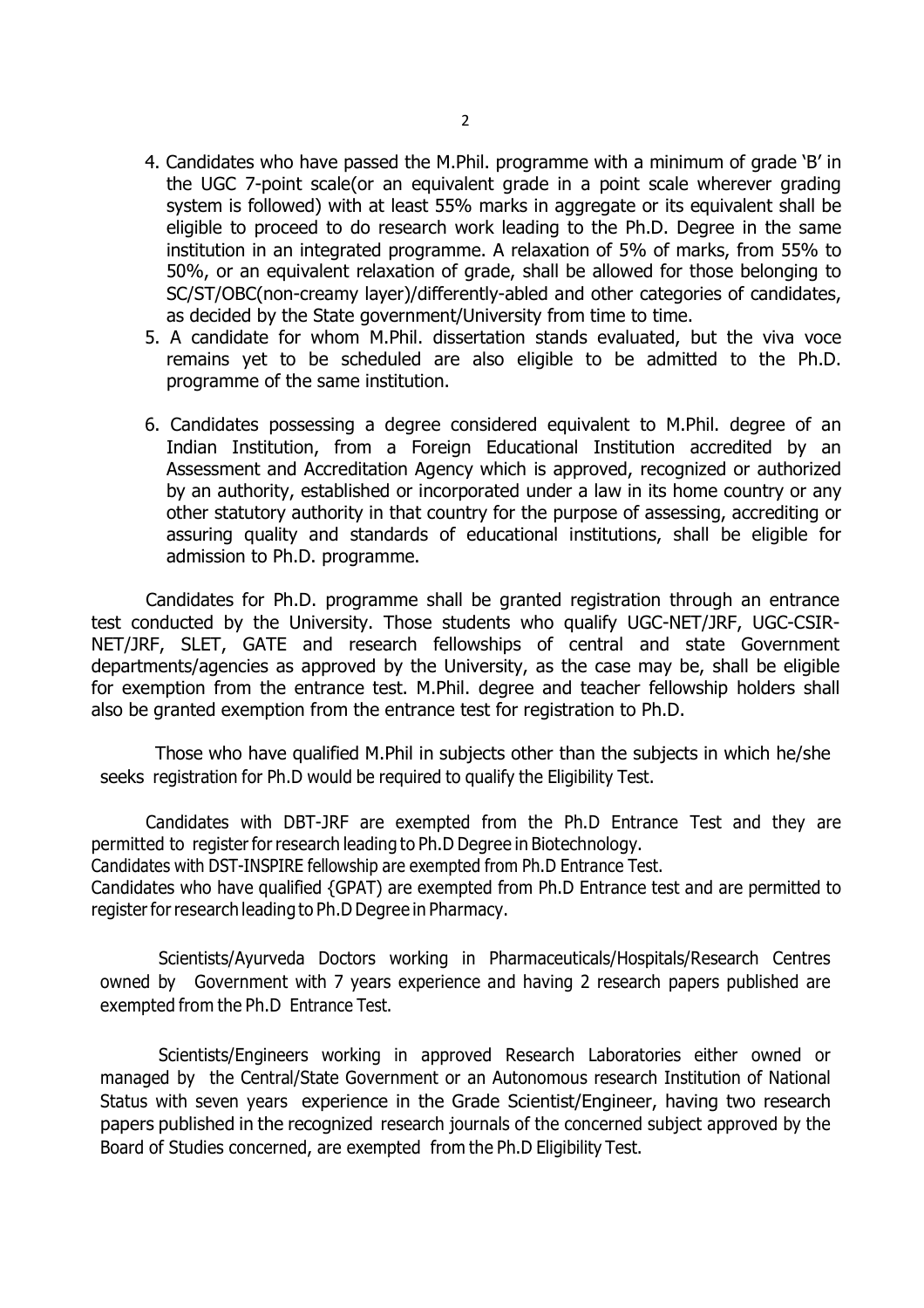4. Candidates who have passed the M.Phil. programme with a minimum of grade 'B' in the UGC 7-point scale(or an equivalent grade in a point scale wherever grading system is followed) with at least 55% marks in aggregate or its equivalent shall be eligible to proceed to do research work leading to the Ph.D. Degree in the same institution in an integrated programme. A relaxation of 5% of marks, from 55% to 50%, or an equivalent relaxation of grade, shall be allowed for those belonging to SC/ST/OBC(non-creamy layer)/differently-abled and other categories of candidates, as decided by the State government/University from time to time.
5. A candidate for whom M.Phil. dissertation stands evaluated, but the viva voce remains yet to be scheduled are also eligible to be admitted to the Ph.D. programme of the same institution.
6. Candidates possessing a degree considered equivalent to M.Phil. degree of an Indian Institution, from a Foreign Educational Institution accredited by an Assessment and Accreditation Agency which is approved, recognized or authorized by an authority, established or incorporated under a law in its home country or any other statutory authority in that country for the purpose of assessing, accrediting or assuring quality and standards of educational institutions, shall be eligible for admission to Ph.D. programme.

Candidates for Ph.D. programme shall be granted registration through an entrance test conducted by the University. Those students who qualify UGC-NET/JRF, UGC-CSIR-NET/JRF, SLET, GATE and research fellowships of central and state Government departments/agencies as approved by the University, as the case may be, shall be eligible for exemption from the entrance test. M.Phil. degree and teacher fellowship holders shall also be granted exemption from the entrance test for registration to Ph.D.

Those who have qualified M.Phil in subjects other than the subjects in which he/she seeks registration for Ph.D would be required to qualify the Eligibility Test.

Candidates with DBT-JRF are exempted from the Ph.D Entrance Test and they are permitted to register for research leading to Ph.D Degree in Biotechnology.
Candidates with DST-INSPIRE fellowship are exempted from Ph.D Entrance Test.
Candidates who have qualified {GPAT) are exempted from Ph.D Entrance test and are permitted to register for research leading to Ph.D Degree in Pharmacy.

Scientists/Ayurveda Doctors working in Pharmaceuticals/Hospitals/Research Centres owned by Government with 7 years experience and having 2 research papers published are exempted from the Ph.D Entrance Test.

Scientists/Engineers working in approved Research Laboratories either owned or managed by the Central/State Government or an Autonomous research Institution of National Status with seven years experience in the Grade Scientist/Engineer, having two research papers published in the recognized research journals of the concerned subject approved by the Board of Studies concerned, are exempted from the Ph.D Eligibility Test.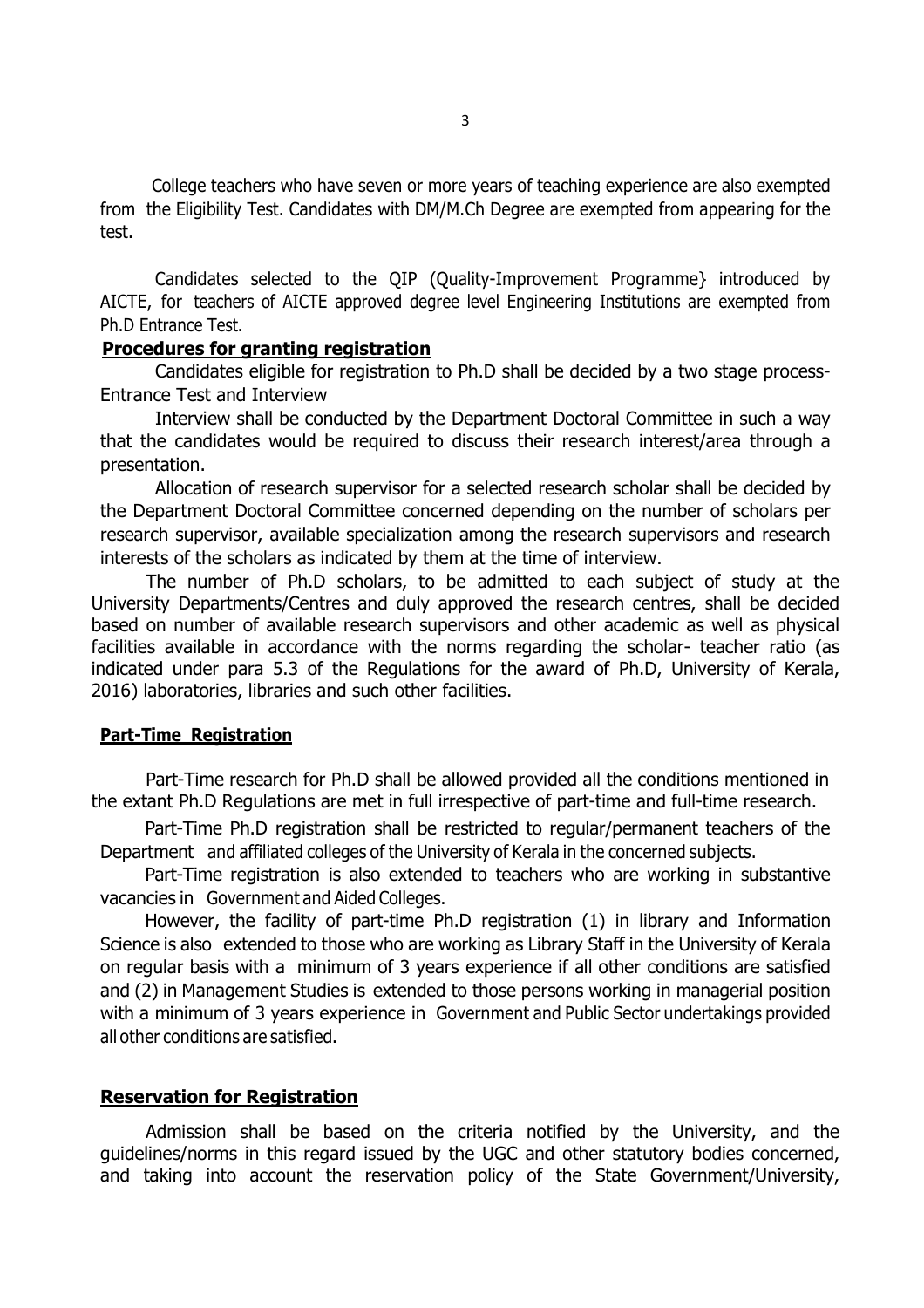College teachers who have seven or more years of teaching experience are also exempted from the Eligibility Test. Candidates with DM/M.Ch Degree are exempted from appearing for the test.

Candidates selected to the QIP (Quality-Improvement Programme} introduced by AICTE, for teachers of AICTE approved degree level Engineering Institutions are exempted from Ph.D Entrance Test.

**Procedures for granting registration**

Candidates eligible for registration to Ph.D shall be decided by a two stage process-Entrance Test and Interview

Interview shall be conducted by the Department Doctoral Committee in such a way that the candidates would be required to discuss their research interest/area through a presentation.

Allocation of research supervisor for a selected research scholar shall be decided by the Department Doctoral Committee concerned depending on the number of scholars per research supervisor, available specialization among the research supervisors and research interests of the scholars as indicated by them at the time of interview.

The number of Ph.D scholars, to be admitted to each subject of study at the University Departments/Centres and duly approved the research centres, shall be decided based on number of available research supervisors and other academic as well as physical facilities available in accordance with the norms regarding the scholar- teacher ratio (as indicated under para 5.3 of the Regulations for the award of Ph.D, University of Kerala, 2016) laboratories, libraries and such other facilities.

**Part-Time Registration**

Part-Time research for Ph.D shall be allowed provided all the conditions mentioned in the extant Ph.D Regulations are met in full irrespective of part-time and full-time research.

Part-Time Ph.D registration shall be restricted to regular/permanent teachers of the Department and affiliated colleges of the University of Kerala in the concerned subjects.

Part-Time registration is also extended to teachers who are working in substantive vacancies in Government and Aided Colleges.

However, the facility of part-time Ph.D registration (1) in library and Information Science is also extended to those who are working as Library Staff in the University of Kerala on regular basis with a minimum of 3 years experience if all other conditions are satisfied and (2) in Management Studies is extended to those persons working in managerial position with a minimum of 3 years experience in Government and Public Sector undertakings provided all other conditions are satisfied.

**Reservation for Registration**

Admission shall be based on the criteria notified by the University, and the guidelines/norms in this regard issued by the UGC and other statutory bodies concerned, and taking into account the reservation policy of the State Government/University,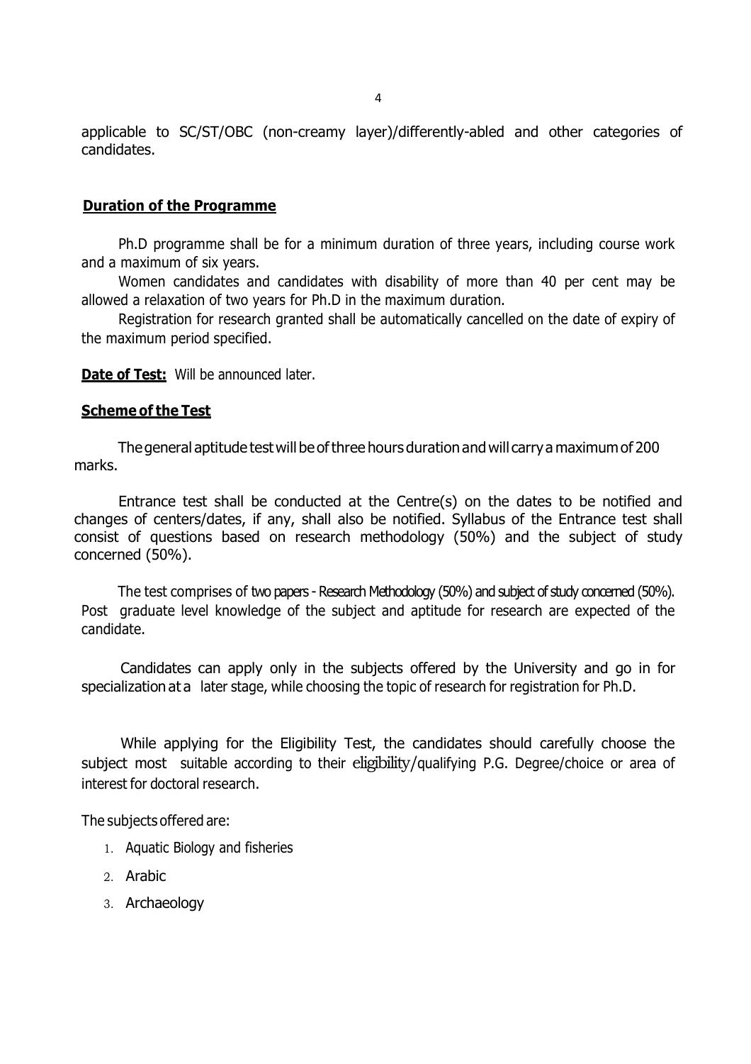applicable to SC/ST/OBC (non-creamy layer)/differently-abled and other categories of candidates.

## Duration of the Programme

Ph.D programme shall be for a minimum duration of three years, including course work and a maximum of six years.

Women candidates and candidates with disability of more than 40 per cent may be allowed a relaxation of two years for Ph.D in the maximum duration.

Registration for research granted shall be automatically cancelled on the date of expiry of the maximum period specified.

**Date of Test:** Will be announced later.

## Scheme of the Test

The general aptitude test will be of three hours duration and will carry a maximum of 200 marks.

Entrance test shall be conducted at the Centre(s) on the dates to be notified and changes of centers/dates, if any, shall also be notified. Syllabus of the Entrance test shall consist of questions based on research methodology (50%) and the subject of study concerned (50%).

The test comprises of two papers - Research Methodology (50%) and subject of study concerned (50%). Post graduate level knowledge of the subject and aptitude for research are expected of the candidate.

Candidates can apply only in the subjects offered by the University and go in for specialization at a later stage, while choosing the topic of research for registration for Ph.D.

While applying for the Eligibility Test, the candidates should carefully choose the subject most suitable according to their eligibility/qualifying P.G. Degree/choice or area of interest for doctoral research.

The subjects offered are:

1. Aquatic Biology and fisheries
2. Arabic
3. Archaeology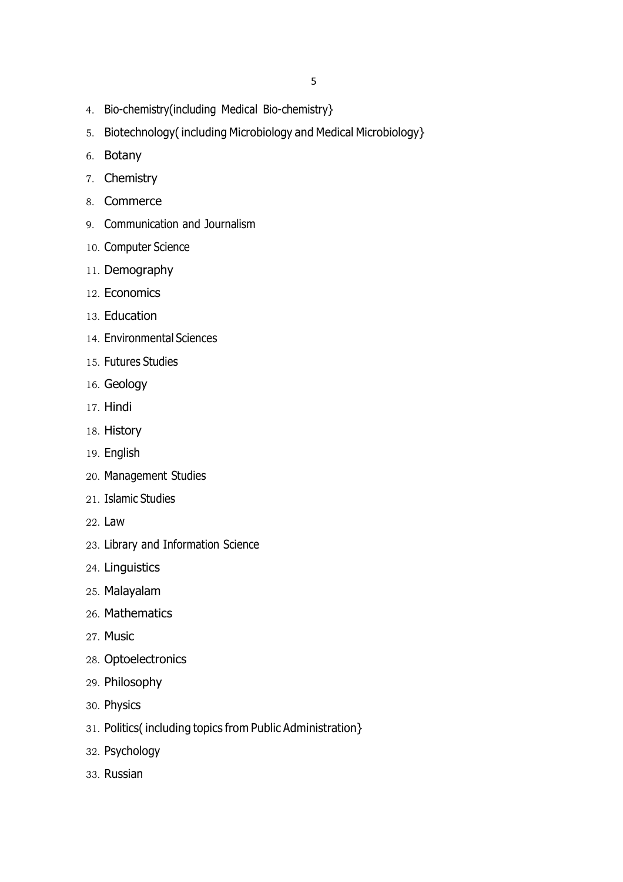4. Bio-chemistry(including Medical Bio-chemistry}
5. Biotechnology( including Microbiology and Medical Microbiology}
6. Botany
7. Chemistry
8. Commerce
9. Communication and Journalism
10. Computer Science
11. Demography
12. Economics
13. Education
14. Environmental Sciences
15. Futures Studies
16. Geology
17. Hindi
18. History
19. English
20. Management Studies
21. Islamic Studies
22. Law
23. Library and Information Science
24. Linguistics
25. Malayalam
26. Mathematics
27. Music
28. Optoelectronics
29. Philosophy
30. Physics
31. Politics( including topics from Public Administration}
32. Psychology
33. Russian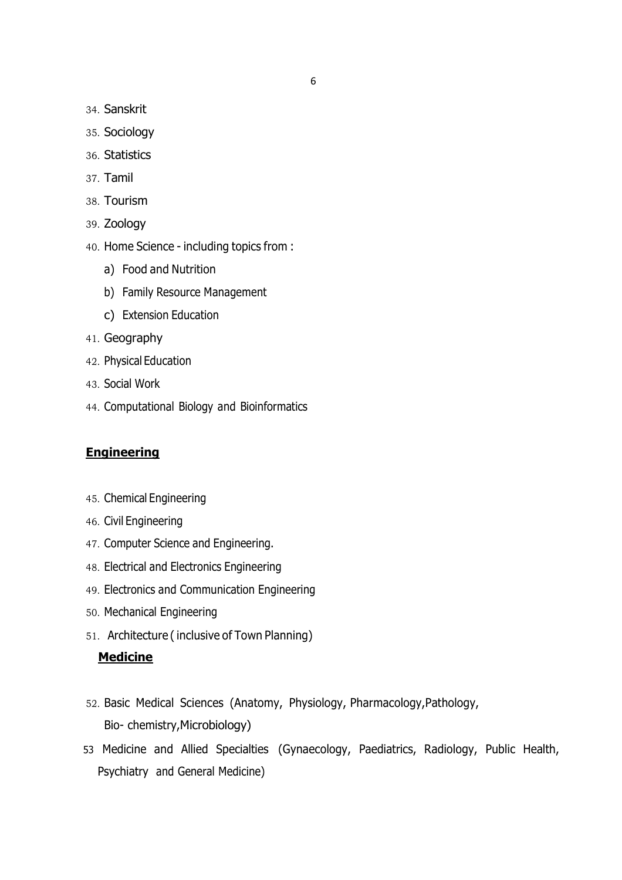34. Sanskrit
35. Sociology
36. Statistics
37. Tamil
38. Tourism
39. Zoology
40. Home Science - including topics from :
    a) Food and Nutrition
    b) Family Resource Management
    c) Extension Education
41. Geography
42. Physical Education
43. Social Work
44. Computational Biology and Bioinformatics

**Engineering**

45. Chemical Engineering
46. Civil Engineering
47. Computer Science and Engineering.
48. Electrical and Electronics Engineering
49. Electronics and Communication Engineering
50. Mechanical Engineering
51. Architecture ( inclusive of Town Planning)

**Medicine**

52. Basic Medical Sciences (Anatomy, Physiology, Pharmacology,Pathology, Bio- chemistry,Microbiology)
53. Medicine and Allied Specialties (Gynaecology, Paediatrics, Radiology, Public Health, Psychiatry and General Medicine)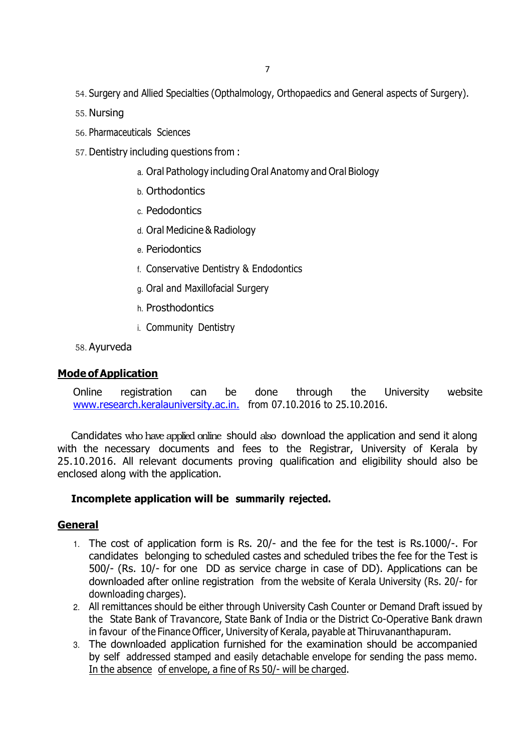54. Surgery and Allied Specialties (Opthalmology, Orthopaedics and General aspects of Surgery).
55. Nursing
56. Pharmaceuticals Sciences
57. Dentistry including questions from :
    a. Oral Pathology including Oral Anatomy and Oral Biology
    b. Orthodontics
    c. Pedodontics
    d. Oral Medicine & Radiology
    e. Periodontics
    f. Conservative Dentistry & Endodontics
    g. Oral and Maxillofacial Surgery
    h. Prosthodontics
    i. Community Dentistry
58. Ayurveda

## Mode of Application

Online registration can be done through the University website www.research.keralauniversity.ac.in. from 07.10.2016 to 25.10.2016.

Candidates who have applied online should also download the application and send it along with the necessary documents and fees to the Registrar, University of Kerala by 25.10.2016. All relevant documents proving qualification and eligibility should also be enclosed along with the application.

**Incomplete application will be summarily rejected.**

## General

1. The cost of application form is Rs. 20/- and the fee for the test is Rs.1000/-. For candidates belonging to scheduled castes and scheduled tribes the fee for the Test is 500/- (Rs. 10/- for one DD as service charge in case of DD). Applications can be downloaded after online registration from the website of Kerala University (Rs. 20/- for downloading charges).
2. All remittances should be either through University Cash Counter or Demand Draft issued by the State Bank of Travancore, State Bank of India or the District Co-Operative Bank drawn in favour of the Finance Officer, University of Kerala, payable at Thiruvananthapuram.
3. The downloaded application furnished for the examination should be accompanied by self addressed stamped and easily detachable envelope for sending the pass memo. In the absence of envelope, a fine of Rs 50/- will be charged.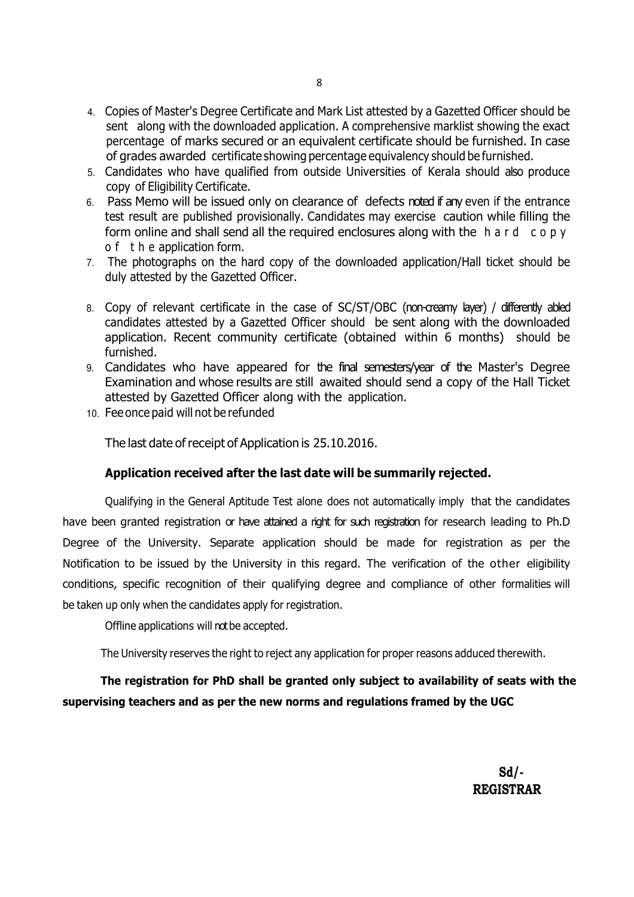4. Copies of Master's Degree Certificate and Mark List attested by a Gazetted Officer should be sent along with the downloaded application. A comprehensive marklist showing the exact percentage of marks secured or an equivalent certificate should be furnished. In case of grades awarded certificate showing percentage equivalency should be furnished.
5. Candidates who have qualified from outside Universities of Kerala should also produce copy of Eligibility Certificate.
6. Pass Memo will be issued only on clearance of defects noted if any even if the entrance test result are published provisionally. Candidates may exercise caution while filling the form online and shall send all the required enclosures along with the hard copy of the application form.
7. The photographs on the hard copy of the downloaded application/Hall ticket should be duly attested by the Gazetted Officer.
8. Copy of relevant certificate in the case of SC/ST/OBC (non-creamy layer) / differently abled candidates attested by a Gazetted Officer should be sent along with the downloaded application. Recent community certificate (obtained within 6 months) should be furnished.
9. Candidates who have appeared for the final semesters/year of the Master's Degree Examination and whose results are still awaited should send a copy of the Hall Ticket attested by Gazetted Officer along with the application.
10. Fee once paid will not be refunded

The last date of receipt of Application is 25.10.2016.

**Application received after the last date will be summarily rejected.**

Qualifying in the General Aptitude Test alone does not automatically imply that the candidates have been granted registration or have attained a right for such registration for research leading to Ph.D Degree of the University. Separate application should be made for registration as per the Notification to be issued by the University in this regard. The verification of the other eligibility conditions, specific recognition of their qualifying degree and compliance of other formalities will be taken up only when the candidates apply for registration.

Offline applications will not be accepted.

The University reserves the right to reject any application for proper reasons adduced therewith.

**The registration for PhD shall be granted only subject to availability of seats with the supervising teachers and as per the new norms and regulations framed by the UGC**

**Sd/-**
**REGISTRAR**